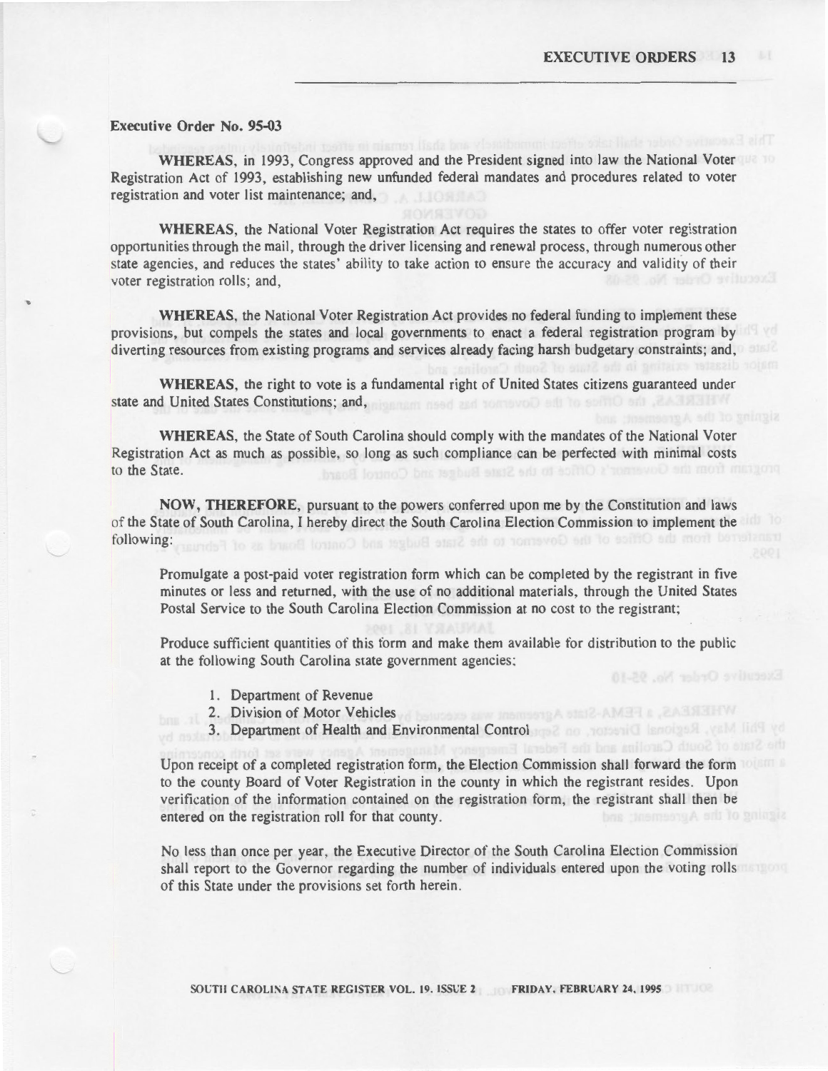### Executive Order No. 95-03

**WHEREAS**, in 1993, Congress approved and the President signed into law the National Voter Registration Act of 1993, establishing new unfunded federal mandates and procedures related to voter registration and voter list maintenance; and,

**WHEREAS**, the National Voter Registration Act requires the states to offer voter registration opportunities through the mail, through the driver licensing and renewal process, through numerous other state agencies, and reduces the states' ability to take action to ensure the accuracy and validity of their voter registration rolls; and,

**WHEREAS**, the National Voter Registration Act provides no federal funding to implement these provisions, but compels the states and local governments to enact a federal registration program by diverting resources from existing programs and services already facing harsh budgetary constraints; and,

**WHEREAS**, the right to vote is a fundamental right of United States citizens guaranteed under state and United States Constitutions; and,

**WHEREAS**, the State of South Carolina should comply with the mandates of the National Voter Registration Act as much as possible, so long as such compliance can be perfected with minimal costs to the State.

**NOW, THEREFORE**, pursuant to the powers conferred upon me by the Constitution and laws of the State of South Carolina, I hereby direct the South Carolina Election Commission to implement the following:

Promulgate a post-paid voter registration form which can be completed by the registrant in five minutes or less and returned, with the use of no additional materials, through the United States Postal Service to the South Carolina Election Commission at no cost to the registrant;

Produce sufficient quantities of this form and make them available for distribution to the public at the following South Carolina state government agencies:

1. Department of Revenue
2. Division of Motor Vehicles
3. Department of Health and Environmental Control

Upon receipt of a completed registration form, the Election Commission shall forward the form to the county Board of Voter Registration in the county in which the registrant resides. Upon verification of the information contained on the registration form, the registrant shall then be entered on the registration roll for that county.

No less than once per year, the Executive Director of the South Carolina Election Commission shall report to the Governor regarding the number of individuals entered upon the voting rolls of this State under the provisions set forth herein.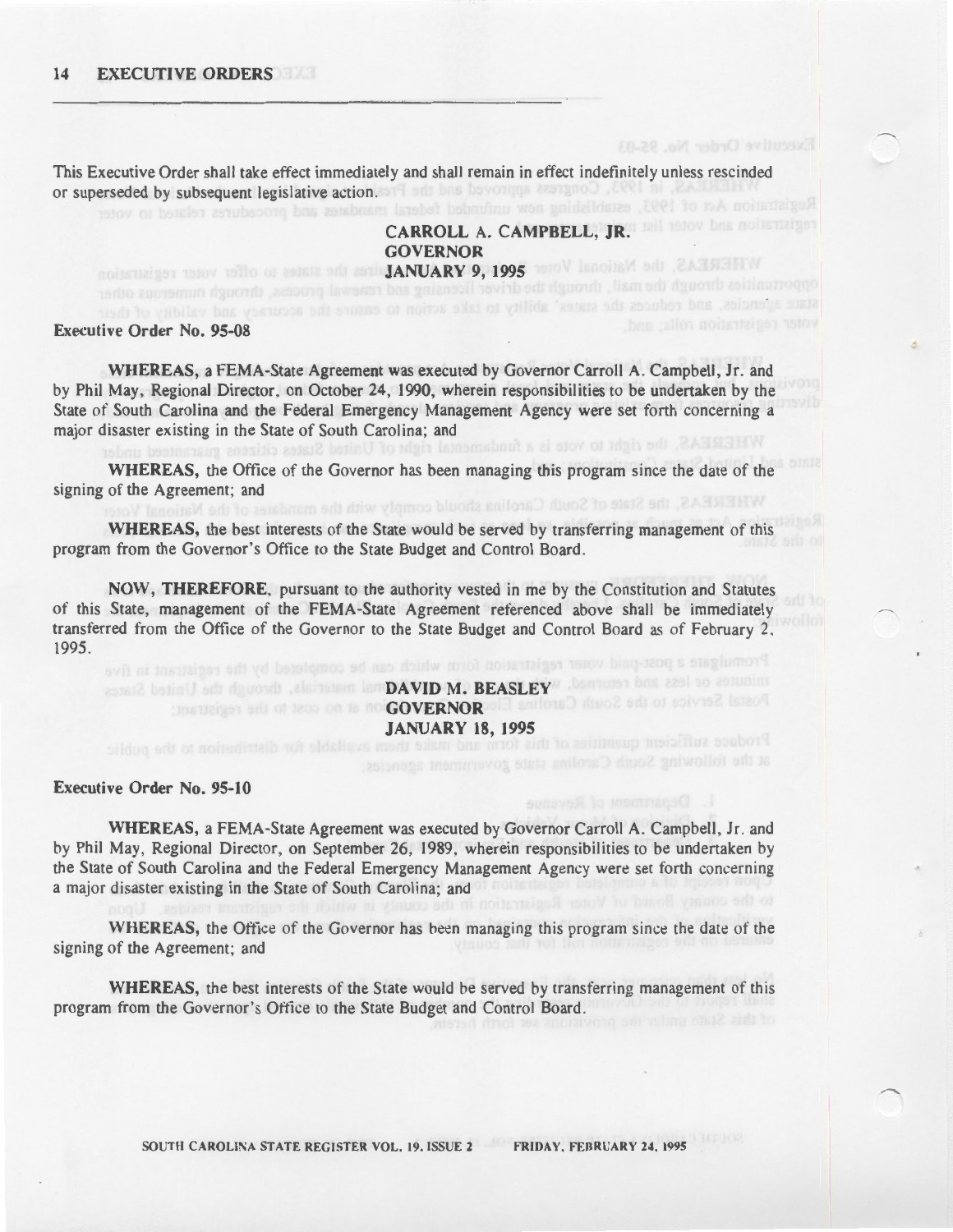This Executive Order shall take effect immediately and shall remain in effect indefinitely unless rescinded or superseded by subsequent legislative action.

**CARROLL A. CAMPBELL, JR.**
**GOVERNOR**
**JANUARY 9, 1995**

**Executive Order No. 95-08**

**WHEREAS,** a FEMA-State Agreement was executed by Governor Carroll A. Campbell, Jr. and by Phil May, Regional Director, on October 24, 1990, wherein responsibilities to be undertaken by the State of South Carolina and the Federal Emergency Management Agency were set forth concerning a major disaster existing in the State of South Carolina; and

**WHEREAS,** the Office of the Governor has been managing this program since the date of the signing of the Agreement; and

**WHEREAS,** the best interests of the State would be served by transferring management of this program from the Governor's Office to the State Budget and Control Board.

**NOW, THEREFORE,** pursuant to the authority vested in me by the Constitution and Statutes of this State, management of the FEMA-State Agreement referenced above shall be immediately transferred from the Office of the Governor to the State Budget and Control Board as of February 2, 1995.

**DAVID M. BEASLEY**
**GOVERNOR**
**JANUARY 18, 1995**

**Executive Order No. 95-10**

**WHEREAS,** a FEMA-State Agreement was executed by Governor Carroll A. Campbell, Jr. and by Phil May, Regional Director, on September 26, 1989, wherein responsibilities to be undertaken by the State of South Carolina and the Federal Emergency Management Agency were set forth concerning a major disaster existing in the State of South Carolina; and

**WHEREAS,** the Office of the Governor has been managing this program since the date of the signing of the Agreement; and

**WHEREAS,** the best interests of the State would be served by transferring management of this program from the Governor's Office to the State Budget and Control Board.